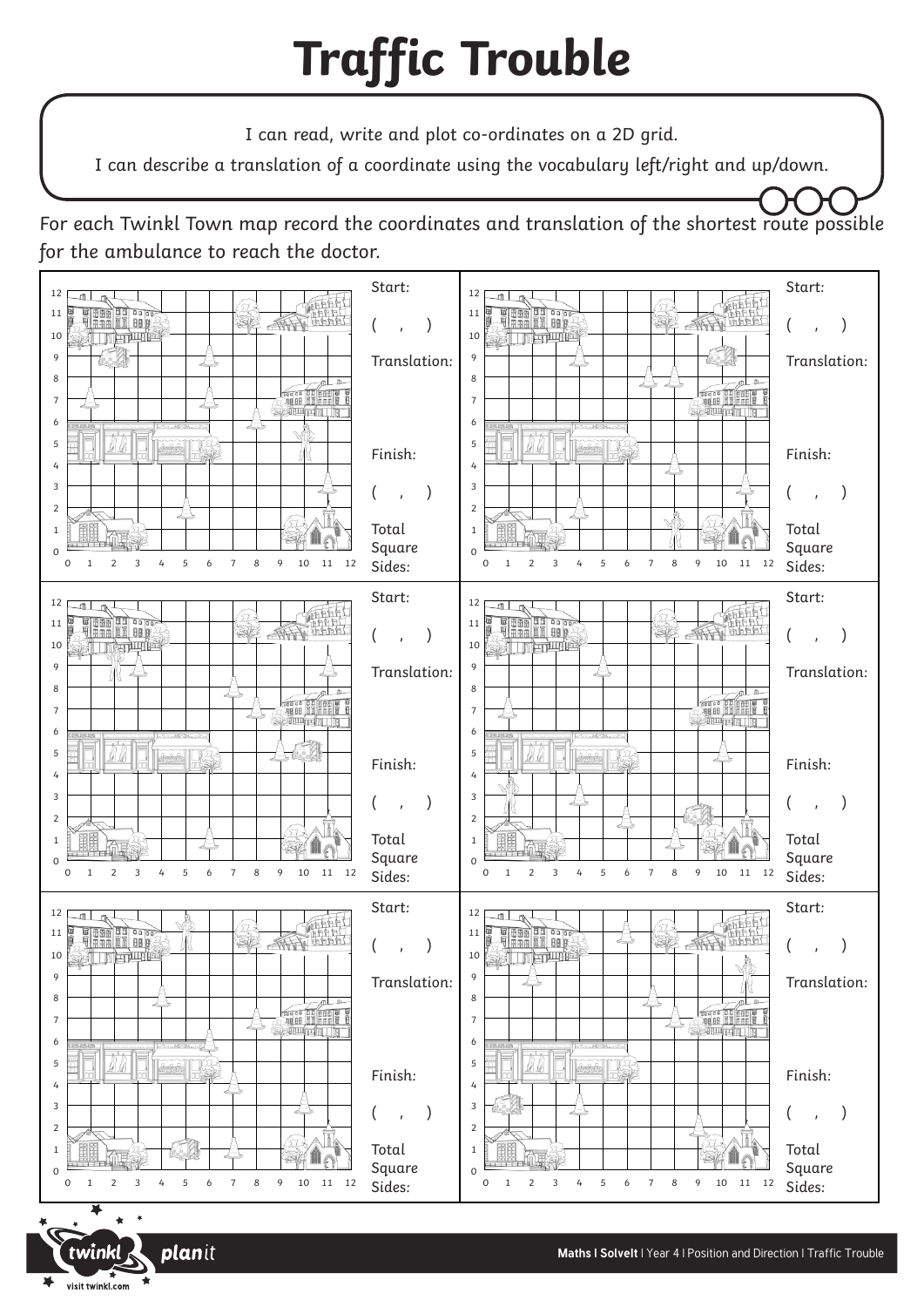# Traffic Trouble

I can read, write and plot co-ordinates on a 2D grid.

I can describe a translation of a coordinate using the vocabulary left/right and up/down.

For each Twinkl Town map record the coordinates and translation of the shortest route possible for the ambulance to reach the doctor.

**Map 1**

Start: ( , )

Translation:

Finish: ( , )

Total Square Sides:

**Map 2**

Start: ( , )

Translation:

Finish: ( , )

Total Square Sides:

**Map 3**

Start: ( , )

Translation:

Finish: ( , )

Total Square Sides:

**Map 4**

Start: ( , )

Translation:

Finish: ( , )

Total Square Sides:

**Map 5**

Start: ( , )

Translation:

Finish: ( , )

Total Square Sides:

**Map 6**

Start: ( , )

Translation:

Finish: ( , )

Total Square Sides: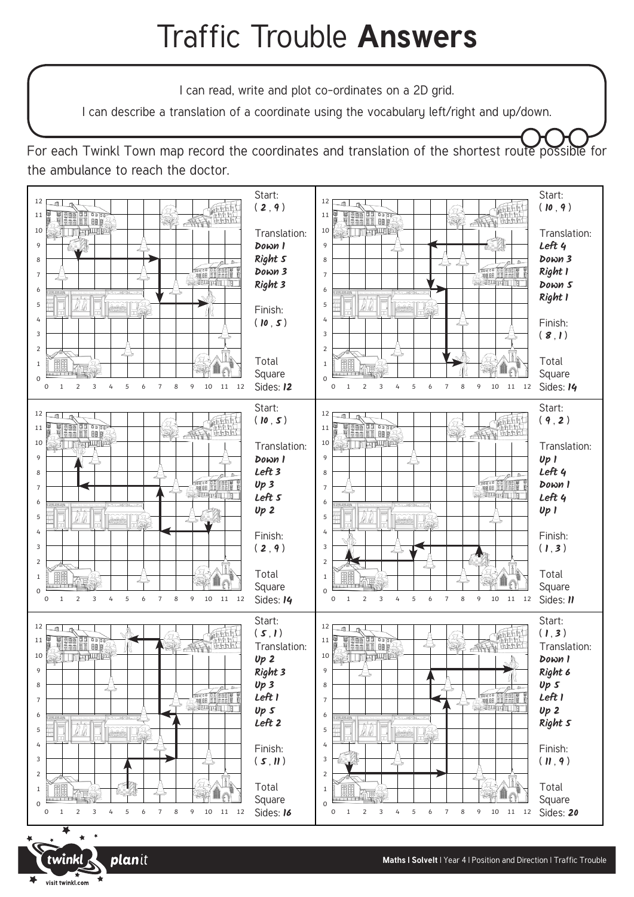# Traffic Trouble **Answers**

I can read, write and plot co-ordinates on a 2D grid.

I can describe a translation of a coordinate using the vocabulary left/right and up/down.

For each Twinkl Town map record the coordinates and translation of the shortest route possible for the ambulance to reach the doctor.

**Map 1**

Start: ( 2 , 9 )

Translation:
*Down 1*
*Right 5*
*Down 3*
*Right 3*

Finish: ( 10 , 5 )

Total Square Sides: *12*

**Map 2**

Start: ( 10 , 9 )

Translation:
*Left 4*
*Down 3*
*Right 1*
*Down 5*
*Right 1*

Finish: ( 8 , 1 )

Total Square Sides: *14*

**Map 3**

Start: ( 10 , 5 )

Translation:
*Down 1*
*Left 3*
*Up 3*
*Left 5*
*Up 2*

Finish: ( 2 , 9 )

Total Square Sides: *14*

**Map 4**

Start: ( 9 , 2 )

Translation:
*Up 1*
*Left 4*
*Down 1*
*Left 4*
*Up 1*

Finish: ( 1 , 3 )

Total Square Sides: *11*

**Map 5**

Start: ( 5 , 1 )

Translation:
*Up 2*
*Right 3*
*Up 3*
*Left 1*
*Up 5*
*Left 2*

Finish: ( 5 , 11 )

Total Square Sides: *16*

**Map 6**

Start: ( 1 , 3 )

Translation:
*Down 1*
*Right 6*
*Up 5*
*Left 1*
*Up 2*
*Right 5*

Finish: ( 11 , 9 )

Total Square Sides: *20*